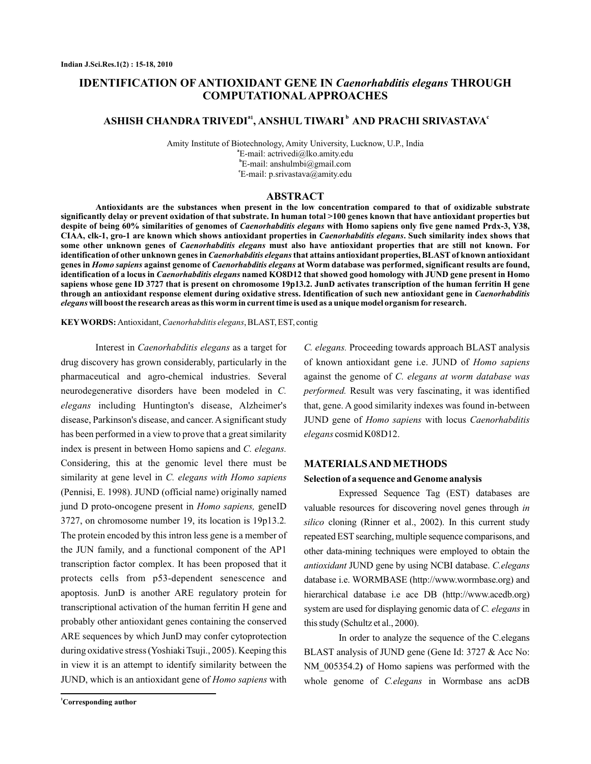# IDENTIFICATION OF ANTIOXIDANT GENE IN *Caenorhabditis elegans* THROUGH COMPUTATIONAL APPROACHES

**ASHISH CHANDRA TRIVEDI[a1], ANSHUL TIWARI[b] AND PRACHI SRIVASTAVA[c]**

Amity Institute of Biotechnology, Amity University, Lucknow, U.P., India
[a]E-mail: actrivedi@lko.amity.edu
[b]E-mail: anshulmbi@gmail.com
[c]E-mail: p.srivastava@amity.edu

## ABSTRACT

**Antioxidants are the substances when present in the low concentration compared to that of oxidizable substrate significantly delay or prevent oxidation of that substrate. In human total >100 genes known that have antioxidant properties but despite of being 60% similarities of genomes of *Caenorhabditis elegans* with Homo sapiens only five gene named Prdx-3, Y38, CIAA, clk-1, gro-1 are known which shows antioxidant properties in *Caenorhabditis elegans*. Such similarity index shows that some other unknown genes of *Caenorhabditis elegans* must also have antioxidant properties that are still not known. For identification of other unknown genes in *Caenorhabditis elegans* that attains antioxidant properties, BLAST of known antioxidant genes in *Homo sapiens* against genome of *Caenorhabditis elegans* at Worm database was performed, significant results are found, identification of a locus in *Caenorhabditis elegans* named KO8D12 that showed good homology with JUND gene present in Homo sapiens whose gene ID 3727 that is present on chromosome 19p13.2. JunD activates transcription of the human ferritin H gene through an antioxidant response element during oxidative stress. Identification of such new antioxidant gene in *Caenorhabditis elegans* will boost the research areas as this worm in current time is used as a unique model organism for research.**

**KEYWORDS:** Antioxidant, *Caenorhabditis elegans*, BLAST, EST, contig

Interest in *Caenorhabditis elegans* as a target for drug discovery has grown considerably, particularly in the pharmaceutical and agro-chemical industries. Several neurodegenerative disorders have been modeled in *C. elegans* including Huntington's disease, Alzheimer's disease, Parkinson's disease, and cancer. A significant study has been performed in a view to prove that a great similarity index is present in between Homo sapiens and *C. elegans.* Considering, this at the genomic level there must be similarity at gene level in *C. elegans with Homo sapiens* (Pennisi, E. 1998). JUND (official name) originally named jund D proto-oncogene present in *Homo sapiens,* geneID 3727, on chromosome number 19, its location is 19p13.2*.* The protein encoded by this intron less gene is a member of the JUN family, and a functional component of the AP1 transcription factor complex. It has been proposed that it protects cells from p53-dependent senescence and apoptosis. JunD is another ARE regulatory protein for transcriptional activation of the human ferritin H gene and probably other antioxidant genes containing the conserved ARE sequences by which JunD may confer cytoprotection during oxidative stress (Yoshiaki Tsuji., 2005). Keeping this in view it is an attempt to identify similarity between the JUND, which is an antioxidant gene of *Homo sapiens* with *C. elegans.* Proceeding towards approach BLAST analysis of known antioxidant gene i.e. JUND of *Homo sapiens* against the genome of *C. elegans at worm database was performed.* Result was very fascinating, it was identified that, gene. A good similarity indexes was found in-between JUND gene of *Homo sapiens* with locus *Caenorhabditis elegans* cosmid K08D12.

## MATERIALS AND METHODS

### Selection of a sequence and Genome analysis

Expressed Sequence Tag (EST) databases are valuable resources for discovering novel genes through *in silico* cloning (Rinner et al., 2002). In this current study repeated EST searching, multiple sequence comparisons, and other data-mining techniques were employed to obtain the *antioxidant* JUND gene by using NCBI database. *C.elegans* database i.e. WORMBASE (http://www.wormbase.org) and hierarchical database i.e ace DB (http://www.acedb.org) system are used for displaying genomic data of *C. elegans* in this study (Schultz et al., 2000).

In order to analyze the sequence of the C.elegans BLAST analysis of JUND gene (Gene Id: 3727 & Acc No: NM_005354.2**)** of Homo sapiens was performed with the whole genome of *C.elegans* in Wormbase ans acDB

[1]**Corresponding author**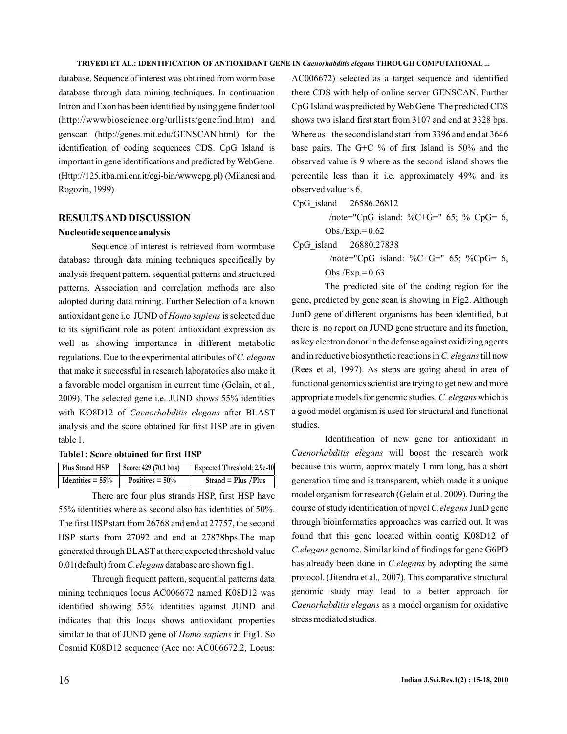database. Sequence of interest was obtained from worm base database through data mining techniques. In continuation Intron and Exon has been identified by using gene finder tool (http://wwwbioscience.org/urllists/genefind.htm) and genscan (http://genes.mit.edu/GENSCAN.html) for the identification of coding sequences CDS. CpG Island is important in gene identifications and predicted by WebGene. (Http://125.itba.mi.cnr.it/cgi-bin/wwwcpg.pl) (Milanesi and Rogozin, 1999)

## RESULTS AND DISCUSSION

### Nucleotide sequence analysis

Sequence of interest is retrieved from wormbase database through data mining techniques specifically by analysis frequent pattern, sequential patterns and structured patterns. Association and correlation methods are also adopted during data mining. Further Selection of a known antioxidant gene i.e. JUND of *Homo sapiens* is selected due to its significant role as potent antioxidant expression as well as showing importance in different metabolic regulations. Due to the experimental attributes of *C. elegans* that make it successful in research laboratories also make it a favorable model organism in current time (Gelain, et al*.,* 2009). The selected gene i.e. JUND shows 55% identities with KO8D12 of *Caenorhabditis elegans* after BLAST analysis and the score obtained for first HSP are in given table 1.

**Table1: Score obtained for first HSP**

| Plus Strand HSP | Score: 429 (70.1 bits) | Expected Threshold: 2.9e-10 |
|---|---|---|
| Identities = 55% | Positives = 50% | Strand = Plus / Plus |

There are four plus strands HSP, first HSP have 55% identities where as second also has identities of 50%. The first HSP start from 26768 and end at 27757, the second HSP starts from 27092 and end at 27878bps.The map generated through BLAST at there expected threshold value 0.01(default) from *C.elegans* database are shown fig1.

Through frequent pattern, sequential patterns data mining techniques locus AC006672 named K08D12 was identified showing 55% identities against JUND and indicates that this locus shows antioxidant properties similar to that of JUND gene of *Homo sapiens* in Fig1. So Cosmid K08D12 sequence (Acc no: AC006672.2, Locus: AC006672) selected as a target sequence and identified there CDS with help of online server GENSCAN. Further CpG Island was predicted by Web Gene. The predicted CDS shows two island first start from 3107 and end at 3328 bps. Where as the second island start from 3396 and end at 3646 base pairs. The G+C % of first Island is 50% and the observed value is 9 where as the second island shows the percentile less than it i.e. approximately 49% and its observed value is 6.

CpG_island 26586.26812
/note="CpG island: %C+G=" 65; % CpG= 6, Obs./Exp.= 0.62

CpG_island 26880.27838
/note="CpG island: %C+G=" 65; %CpG= 6, Obs./Exp.= 0.63

The predicted site of the coding region for the gene, predicted by gene scan is showing in Fig2. Although JunD gene of different organisms has been identified, but there is no report on JUND gene structure and its function, as key electron donor in the defense against oxidizing agents and in reductive biosynthetic reactions in *C. elegans* till now (Rees et al, 1997). As steps are going ahead in area of functional genomics scientist are trying to get new and more appropriate models for genomic studies. *C. elegans* which is a good model organism is used for structural and functional studies.

Identification of new gene for antioxidant in *Caenorhabditis elegans* will boost the research work because this worm, approximately 1 mm long, has a short generation time and is transparent, which made it a unique model organism for research (Gelain et al. 2009). During the course of study identification of novel *C.elegans* JunD gene through bioinformatics approaches was carried out. It was found that this gene located within contig K08D12 of *C.elegans* genome. Similar kind of findings for gene G6PD has already been done in *C.elegans* by adopting the same protocol. (Jitendra et al*.,* 2007). This comparative structural genomic study may lead to a better approach for *Caenorhabditis elegans* as a model organism for oxidative stress mediated studies.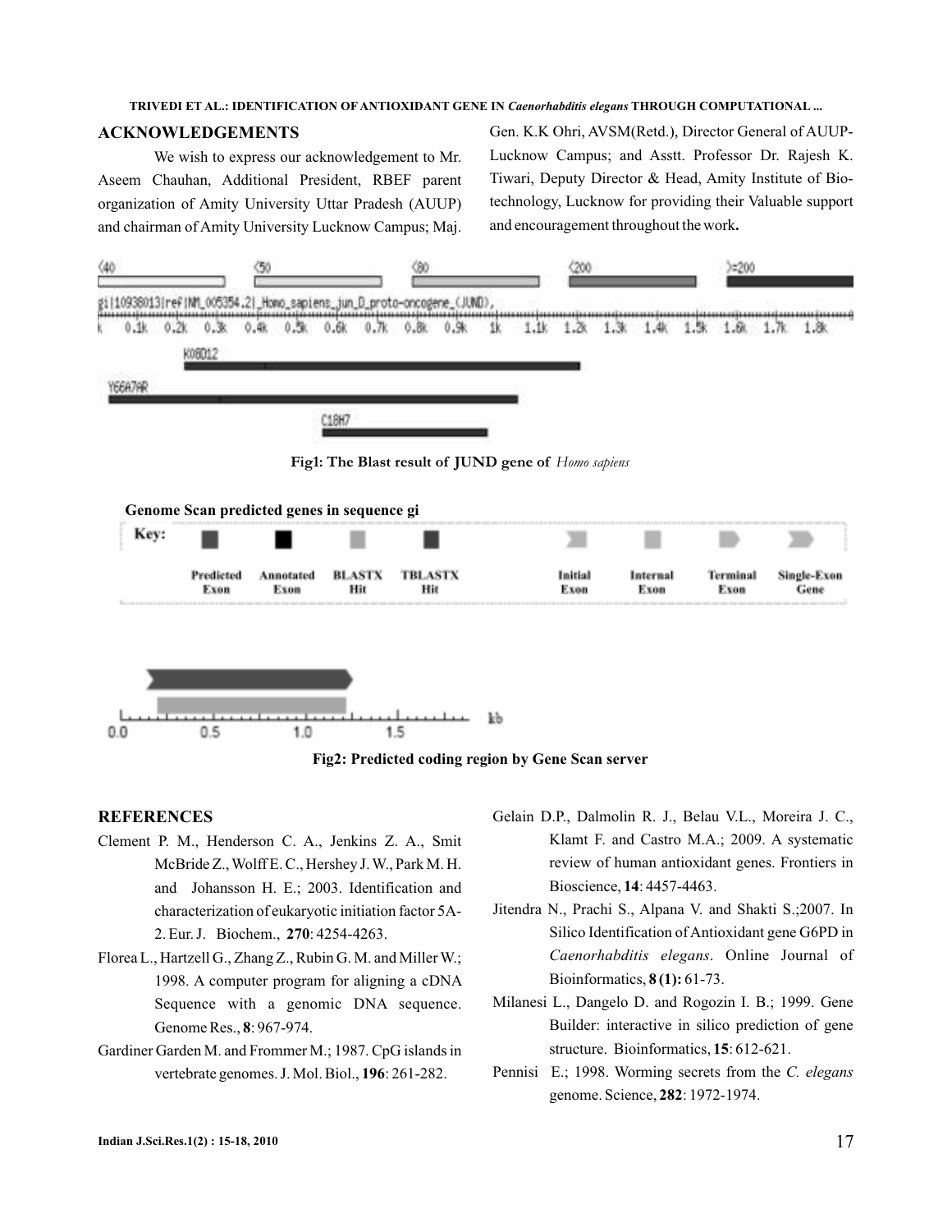## ACKNOWLEDGEMENTS

We wish to express our acknowledgement to Mr. Aseem Chauhan, Additional President, RBEF parent organization of Amity University Uttar Pradesh (AUUP) and chairman of Amity University Lucknow Campus; Maj. Gen. K.K Ohri, AVSM(Retd.), Director General of AUUP-Lucknow Campus; and Asstt. Professor Dr. Rajesh K. Tiwari, Deputy Director & Head, Amity Institute of Biotechnology, Lucknow for providing their Valuable support and encouragement throughout the work.

<40
<50
<80
<200
>=200
gi|10938013|ref|NM_005354.2|_Homo_sapiens_jun_D_proto-oncogene_(JUND),
k 0.1k 0.2k 0.3k 0.4k 0.5k 0.6k 0.7k 0.8k 0.9k 1k 1.1k 1.2k 1.3k 1.4k 1.5k 1.6k 1.7k 1.8k
K08D12
Y66A7AR
C18H7

**Fig1: The Blast result of JUND gene of** *Homo sapiens*

Genome Scan predicted genes in sequence gi
Key:
Predicted Exon
Annotated Exon
BLASTX Hit
TBLASTX Hit
Initial Exon
Internal Exon
Terminal Exon
Single-Exon Gene
kb
0.0 0.5 1.0 1.5

**Fig2: Predicted coding region by Gene Scan server**

## REFERENCES

Clement P. M., Henderson C. A., Jenkins Z. A., Smit McBride Z., Wolff E. C., Hershey J. W., Park M. H. and Johansson H. E.; 2003. Identification and characterization of eukaryotic initiation factor 5A-2. Eur. J. Biochem., **270**: 4254-4263.

Florea L., Hartzell G., Zhang Z., Rubin G. M. and Miller W.; 1998. A computer program for aligning a cDNA Sequence with a genomic DNA sequence. Genome Res., **8**: 967-974.

Gardiner Garden M. and Frommer M.; 1987. CpG islands in vertebrate genomes. J. Mol. Biol., **196**: 261-282.

Gelain D.P., Dalmolin R. J., Belau V.L., Moreira J. C., Klamt F. and Castro M.A.; 2009. A systematic review of human antioxidant genes. Frontiers in Bioscience, **14**: 4457-4463.

Jitendra N., Prachi S., Alpana V. and Shakti S.;2007. In Silico Identification of Antioxidant gene G6PD in *Caenorhabditis elegans*. Online Journal of Bioinformatics, **8 (1):** 61-73.

Milanesi L., Dangelo D. and Rogozin I. B.; 1999. Gene Builder: interactive in silico prediction of gene structure. Bioinformatics, **15**: 612-621.

Pennisi E.; 1998. Worming secrets from the *C. elegans* genome. Science, **282**: 1972-1974.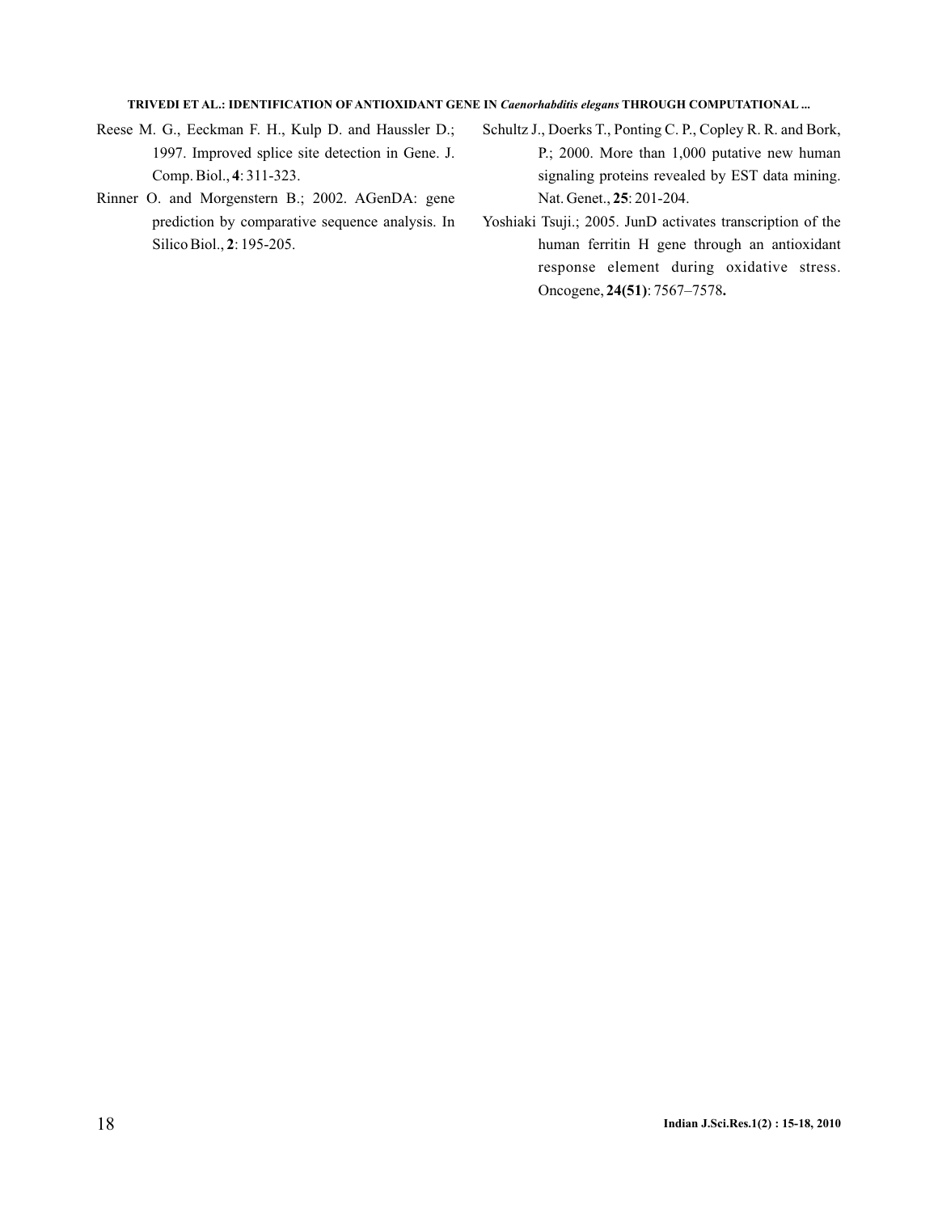Reese M. G., Eeckman F. H., Kulp D. and Haussler D.; 1997. Improved splice site detection in Gene. J. Comp. Biol., **4**: 311-323.

Rinner O. and Morgenstern B.; 2002. AGenDA: gene prediction by comparative sequence analysis. In Silico Biol., **2**: 195-205.

Schultz J., Doerks T., Ponting C. P., Copley R. R. and Bork, P.; 2000. More than 1,000 putative new human signaling proteins revealed by EST data mining. Nat. Genet., **25**: 201-204.

Yoshiaki Tsuji.; 2005. JunD activates transcription of the human ferritin H gene through an antioxidant response element during oxidative stress. Oncogene, **24(51)**: 7567–7578**.**